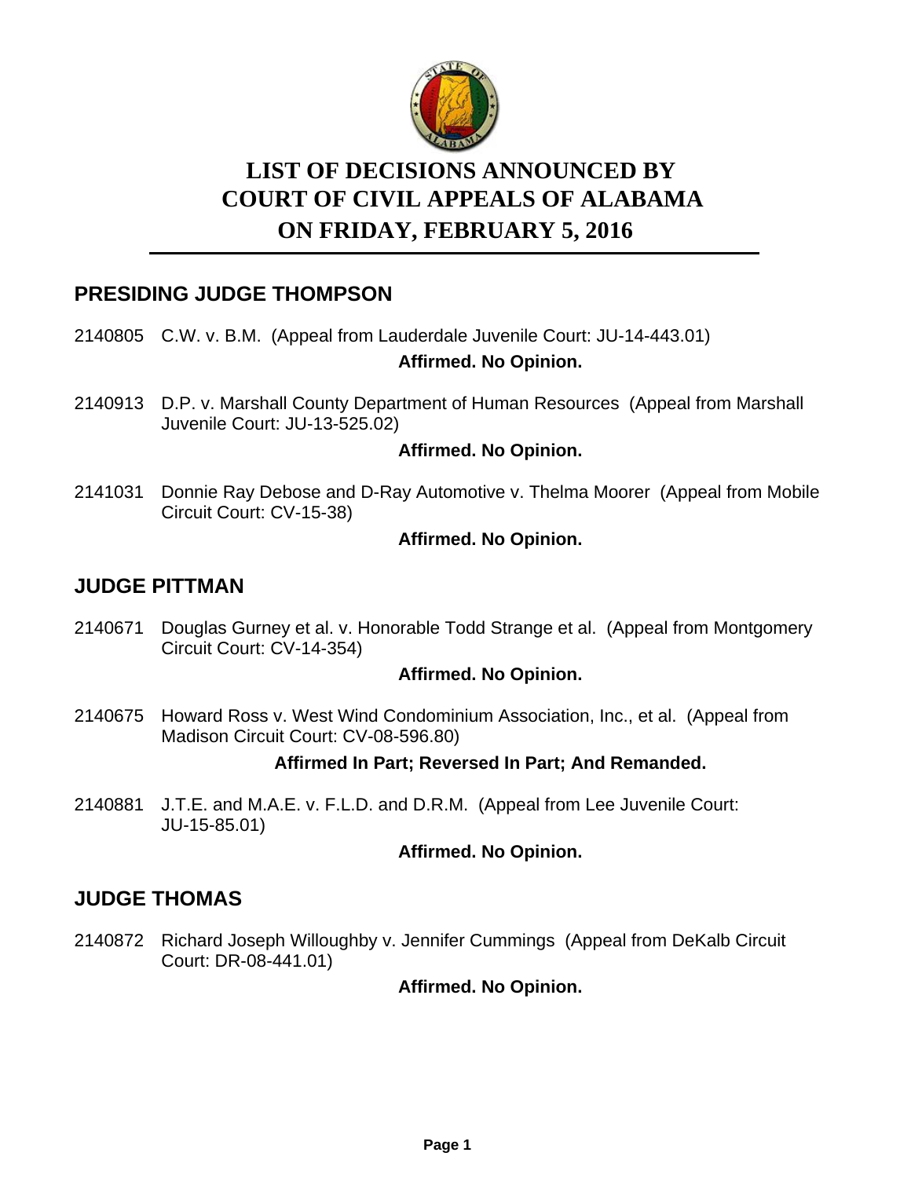# LIST OF DECISIONS ANNOUNCED BY COURT OF CIVIL APPEALS OF ALABAMA ON FRIDAY, FEBRUARY 5, 2016

## PRESIDING JUDGE THOMPSON

2140805 C.W. v. B.M. (Appeal from Lauderdale Juvenile Court: JU-14-443.01)

**Affirmed. No Opinion.**

2140913 D.P. v. Marshall County Department of Human Resources (Appeal from Marshall Juvenile Court: JU-13-525.02)

**Affirmed. No Opinion.**

2141031 Donnie Ray Debose and D-Ray Automotive v. Thelma Moorer (Appeal from Mobile Circuit Court: CV-15-38)

**Affirmed. No Opinion.**

## JUDGE PITTMAN

2140671 Douglas Gurney et al. v. Honorable Todd Strange et al. (Appeal from Montgomery Circuit Court: CV-14-354)

**Affirmed. No Opinion.**

2140675 Howard Ross v. West Wind Condominium Association, Inc., et al. (Appeal from Madison Circuit Court: CV-08-596.80)

**Affirmed In Part; Reversed In Part; And Remanded.**

2140881 J.T.E. and M.A.E. v. F.L.D. and D.R.M. (Appeal from Lee Juvenile Court: JU-15-85.01)

**Affirmed. No Opinion.**

## JUDGE THOMAS

2140872 Richard Joseph Willoughby v. Jennifer Cummings (Appeal from DeKalb Circuit Court: DR-08-441.01)

**Affirmed. No Opinion.**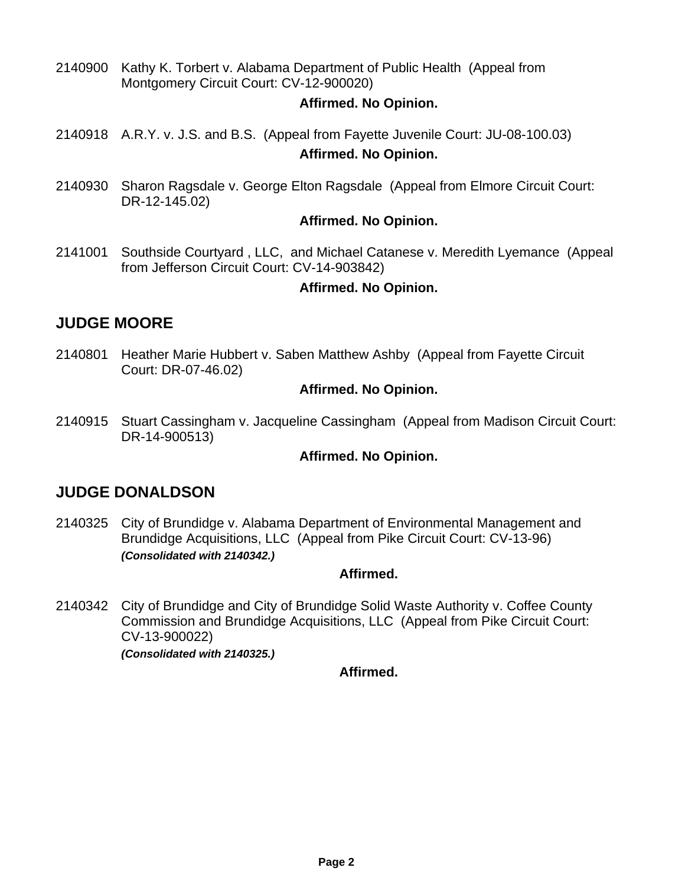2140900 Kathy K. Torbert v. Alabama Department of Public Health (Appeal from Montgomery Circuit Court: CV-12-900020)

**Affirmed. No Opinion.**

2140918 A.R.Y. v. J.S. and B.S. (Appeal from Fayette Juvenile Court: JU-08-100.03)

**Affirmed. No Opinion.**

2140930 Sharon Ragsdale v. George Elton Ragsdale (Appeal from Elmore Circuit Court: DR-12-145.02)

**Affirmed. No Opinion.**

2141001 Southside Courtyard , LLC, and Michael Catanese v. Meredith Lyemance (Appeal from Jefferson Circuit Court: CV-14-903842)

**Affirmed. No Opinion.**

## JUDGE MOORE

2140801 Heather Marie Hubbert v. Saben Matthew Ashby (Appeal from Fayette Circuit Court: DR-07-46.02)

**Affirmed. No Opinion.**

2140915 Stuart Cassingham v. Jacqueline Cassingham (Appeal from Madison Circuit Court: DR-14-900513)

**Affirmed. No Opinion.**

## JUDGE DONALDSON

2140325 City of Brundidge v. Alabama Department of Environmental Management and Brundidge Acquisitions, LLC (Appeal from Pike Circuit Court: CV-13-96)
***(Consolidated with 2140342.)***

**Affirmed.**

2140342 City of Brundidge and City of Brundidge Solid Waste Authority v. Coffee County Commission and Brundidge Acquisitions, LLC (Appeal from Pike Circuit Court: CV-13-900022)
***(Consolidated with 2140325.)***

**Affirmed.**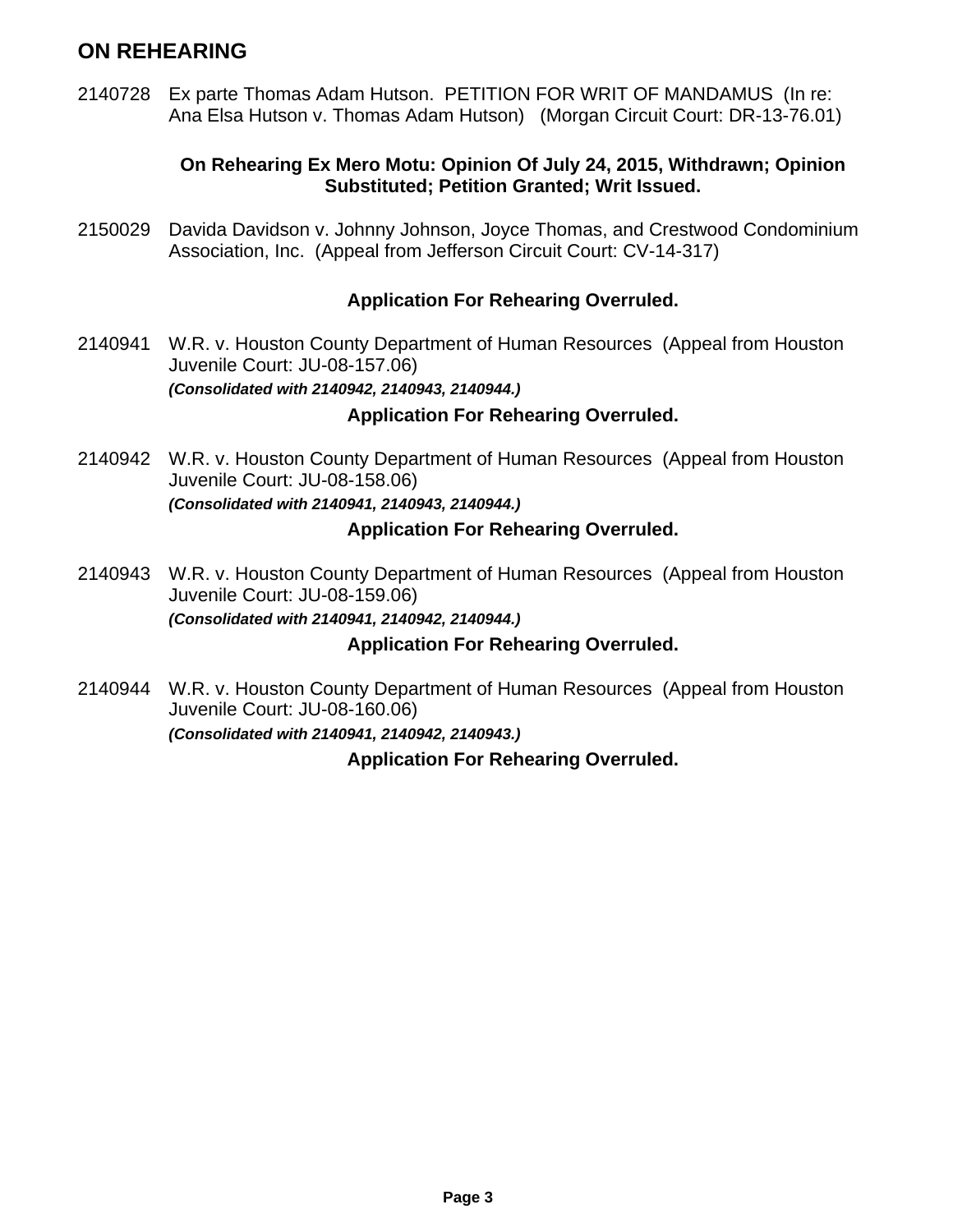## ON REHEARING

2140728 Ex parte Thomas Adam Hutson. PETITION FOR WRIT OF MANDAMUS (In re: Ana Elsa Hutson v. Thomas Adam Hutson) (Morgan Circuit Court: DR-13-76.01)

**On Rehearing Ex Mero Motu: Opinion Of July 24, 2015, Withdrawn; Opinion Substituted; Petition Granted; Writ Issued.**

2150029 Davida Davidson v. Johnny Johnson, Joyce Thomas, and Crestwood Condominium Association, Inc. (Appeal from Jefferson Circuit Court: CV-14-317)

**Application For Rehearing Overruled.**

2140941 W.R. v. Houston County Department of Human Resources (Appeal from Houston Juvenile Court: JU-08-157.06)

***(Consolidated with 2140942, 2140943, 2140944.)***

**Application For Rehearing Overruled.**

2140942 W.R. v. Houston County Department of Human Resources (Appeal from Houston Juvenile Court: JU-08-158.06)

***(Consolidated with 2140941, 2140943, 2140944.)***

**Application For Rehearing Overruled.**

2140943 W.R. v. Houston County Department of Human Resources (Appeal from Houston Juvenile Court: JU-08-159.06)

***(Consolidated with 2140941, 2140942, 2140944.)***

**Application For Rehearing Overruled.**

2140944 W.R. v. Houston County Department of Human Resources (Appeal from Houston Juvenile Court: JU-08-160.06)

***(Consolidated with 2140941, 2140942, 2140943.)***

**Application For Rehearing Overruled.**